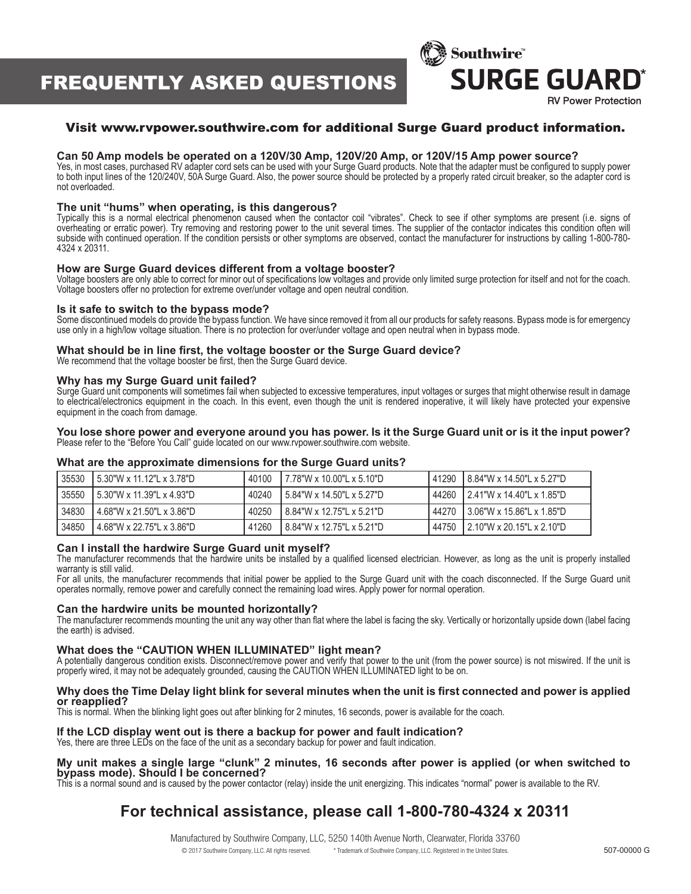# FREQUENTLY ASKED QUESTIONS

Southwire™
**SURGE GUARD***
RV Power Protection

**Visit www.rvpower.southwire.com for additional Surge Guard product information.**

### Can 50 Amp models be operated on a 120V/30 Amp, 120V/20 Amp, or 120V/15 Amp power source?

Yes, in most cases, purchased RV adapter cord sets can be used with your Surge Guard products. Note that the adapter must be configured to supply power to both input lines of the 120/240V, 50A Surge Guard. Also, the power source should be protected by a properly rated circuit breaker, so the adapter cord is not overloaded.

### The unit "hums" when operating, is this dangerous?

Typically this is a normal electrical phenomenon caused when the contactor coil "vibrates". Check to see if other symptoms are present (i.e. signs of overheating or erratic power). Try removing and restoring power to the unit several times. The supplier of the contactor indicates this condition often will subside with continued operation. If the condition persists or other symptoms are observed, contact the manufacturer for instructions by calling 1-800-780-4324 x 20311.

### How are Surge Guard devices different from a voltage booster?

Voltage boosters are only able to correct for minor out of specifications low voltages and provide only limited surge protection for itself and not for the coach. Voltage boosters offer no protection for extreme over/under voltage and open neutral condition.

### Is it safe to switch to the bypass mode?

Some discontinued models do provide the bypass function. We have since removed it from all our products for safety reasons. Bypass mode is for emergency use only in a high/low voltage situation. There is no protection for over/under voltage and open neutral when in bypass mode.

### What should be in line first, the voltage booster or the Surge Guard device?

We recommend that the voltage booster be first, then the Surge Guard device.

### Why has my Surge Guard unit failed?

Surge Guard unit components will sometimes fail when subjected to excessive temperatures, input voltages or surges that might otherwise result in damage to electrical/electronics equipment in the coach. In this event, even though the unit is rendered inoperative, it will likely have protected your expensive equipment in the coach from damage.

### You lose shore power and everyone around you has power. Is it the Surge Guard unit or is it the input power?

Please refer to the "Before You Call" guide located on our www.rvpower.southwire.com website.

### What are the approximate dimensions for the Surge Guard units?

| Model | Dimensions | Model | Dimensions | Model | Dimensions |
|---|---|---|---|---|---|
| 35530 | 5.30"W x 11.12"L x 3.78"D | 40100 | 7.78"W x 10.00"L x 5.10"D | 41290 | 8.84"W x 14.50"L x 5.27"D |
| 35550 | 5.30"W x 11.39"L x 4.93"D | 40240 | 5.84"W x 14.50"L x 5.27"D | 44260 | 2.41"W x 14.40"L x 1.85"D |
| 34830 | 4.68"W x 21.50"L x 3.86"D | 40250 | 8.84"W x 12.75"L x 5.21"D | 44270 | 3.06"W x 15.86"L x 1.85"D |
| 34850 | 4.68"W x 22.75"L x 3.86"D | 41260 | 8.84"W x 12.75"L x 5.21"D | 44750 | 2.10"W x 20.15"L x 2.10"D |

### Can I install the hardwire Surge Guard unit myself?

The manufacturer recommends that the hardwire units be installed by a qualified licensed electrician. However, as long as the unit is properly installed warranty is still valid.

For all units, the manufacturer recommends that initial power be applied to the Surge Guard unit with the coach disconnected. If the Surge Guard unit operates normally, remove power and carefully connect the remaining load wires. Apply power for normal operation.

### Can the hardwire units be mounted horizontally?

The manufacturer recommends mounting the unit any way other than flat where the label is facing the sky. Vertically or horizontally upside down (label facing the earth) is advised.

### What does the "CAUTION WHEN ILLUMINATED" light mean?

A potentially dangerous condition exists. Disconnect/remove power and verify that power to the unit (from the power source) is not miswired. If the unit is properly wired, it may not be adequately grounded, causing the CAUTION WHEN ILLUMINATED light to be on.

### Why does the Time Delay light blink for several minutes when the unit is first connected and power is applied or reapplied?

This is normal. When the blinking light goes out after blinking for 2 minutes, 16 seconds, power is available for the coach.

### If the LCD display went out is there a backup for power and fault indication?

Yes, there are three LEDs on the face of the unit as a secondary backup for power and fault indication.

### My unit makes a single large "clunk" 2 minutes, 16 seconds after power is applied (or when switched to bypass mode). Should I be concerned?

This is a normal sound and is caused by the power contactor (relay) inside the unit energizing. This indicates "normal" power is available to the RV.

## For technical assistance, please call 1-800-780-4324 x 20311

Manufactured by Southwire Company, LLC, 5250 140th Avenue North, Clearwater, Florida 33760

© 2017 Southwire Company, LLC. All rights reserved. * Trademark of Southwire Company, LLC. Registered in the United States. 507-00000 G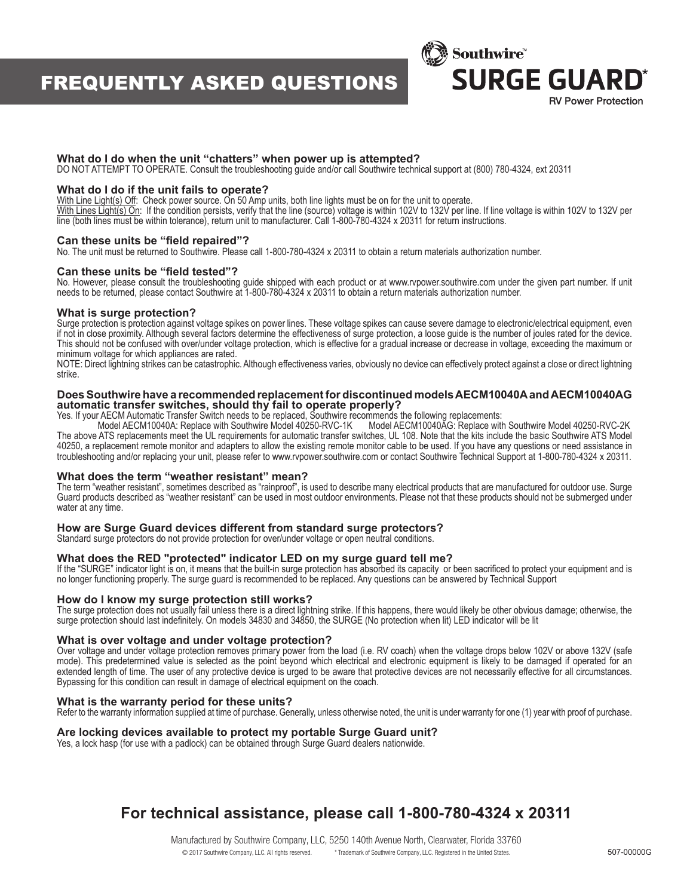# FREQUENTLY ASKED QUESTIONS

Southwire™
**SURGE GUARD***
RV Power Protection

### What do I do when the unit "chatters" when power up is attempted?

DO NOT ATTEMPT TO OPERATE. Consult the troubleshooting guide and/or call Southwire technical support at (800) 780-4324, ext 20311

### What do I do if the unit fails to operate?

With Line Light(s) Off: Check power source. On 50 Amp units, both line lights must be on for the unit to operate.
With Lines Light(s) On: If the condition persists, verify that the line (source) voltage is within 102V to 132V per line. If line voltage is within 102V to 132V per line (both lines must be within tolerance), return unit to manufacturer. Call 1-800-780-4324 x 20311 for return instructions.

### Can these units be "field repaired"?

No. The unit must be returned to Southwire. Please call 1-800-780-4324 x 20311 to obtain a return materials authorization number.

### Can these units be "field tested"?

No. However, please consult the troubleshooting guide shipped with each product or at www.rvpower.southwire.com under the given part number. If unit needs to be returned, please contact Southwire at 1-800-780-4324 x 20311 to obtain a return materials authorization number.

### What is surge protection?

Surge protection is protection against voltage spikes on power lines. These voltage spikes can cause severe damage to electronic/electrical equipment, even if not in close proximity. Although several factors determine the effectiveness of surge protection, a loose guide is the number of joules rated for the device. This should not be confused with over/under voltage protection, which is effective for a gradual increase or decrease in voltage, exceeding the maximum or minimum voltage for which appliances are rated.
NOTE: Direct lightning strikes can be catastrophic. Although effectiveness varies, obviously no device can effectively protect against a close or direct lightning strike.

### Does Southwire have a recommended replacement for discontinued models AECM10040A and AECM10040AG automatic transfer switches, should thy fail to operate properly?

Yes. If your AECM Automatic Transfer Switch needs to be replaced, Southwire recommends the following replacements:
Model AECM10040A: Replace with Southwire Model 40250-RVC-1K Model AECM10040AG: Replace with Southwire Model 40250-RVC-2K
The above ATS replacements meet the UL requirements for automatic transfer switches, UL 108. Note that the kits include the basic Southwire ATS Model 40250, a replacement remote monitor and adapters to allow the existing remote monitor cable to be used. If you have any questions or need assistance in troubleshooting and/or replacing your unit, please refer to www.rvpower.southwire.com or contact Southwire Technical Support at 1-800-780-4324 x 20311.

### What does the term "weather resistant" mean?

The term "weather resistant", sometimes described as "rainproof", is used to describe many electrical products that are manufactured for outdoor use. Surge Guard products described as "weather resistant" can be used in most outdoor environments. Please not that these products should not be submerged under water at any time.

### How are Surge Guard devices different from standard surge protectors?

Standard surge protectors do not provide protection for over/under voltage or open neutral conditions.

### What does the RED "protected" indicator LED on my surge guard tell me?

If the "SURGE" indicator light is on, it means that the built-in surge protection has absorbed its capacity or been sacrificed to protect your equipment and is no longer functioning properly. The surge guard is recommended to be replaced. Any questions can be answered by Technical Support

### How do I know my surge protection still works?

The surge protection does not usually fail unless there is a direct lightning strike. If this happens, there would likely be other obvious damage; otherwise, the surge protection should last indefinitely. On models 34830 and 34850, the SURGE (No protection when lit) LED indicator will be lit

### What is over voltage and under voltage protection?

Over voltage and under voltage protection removes primary power from the load (i.e. RV coach) when the voltage drops below 102V or above 132V (safe mode). This predetermined value is selected as the point beyond which electrical and electronic equipment is likely to be damaged if operated for an extended length of time. The user of any protective device is urged to be aware that protective devices are not necessarily effective for all circumstances. Bypassing for this condition can result in damage of electrical equipment on the coach.

### What is the warranty period for these units?

Refer to the warranty information supplied at time of purchase. Generally, unless otherwise noted, the unit is under warranty for one (1) year with proof of purchase.

### Are locking devices available to protect my portable Surge Guard unit?

Yes, a lock hasp (for use with a padlock) can be obtained through Surge Guard dealers nationwide.

## For technical assistance, please call 1-800-780-4324 x 20311

Manufactured by Southwire Company, LLC, 5250 140th Avenue North, Clearwater, Florida 33760

© 2017 Southwire Company, LLC. All rights reserved. * Trademark of Southwire Company, LLC. Registered in the United States. 507-00000G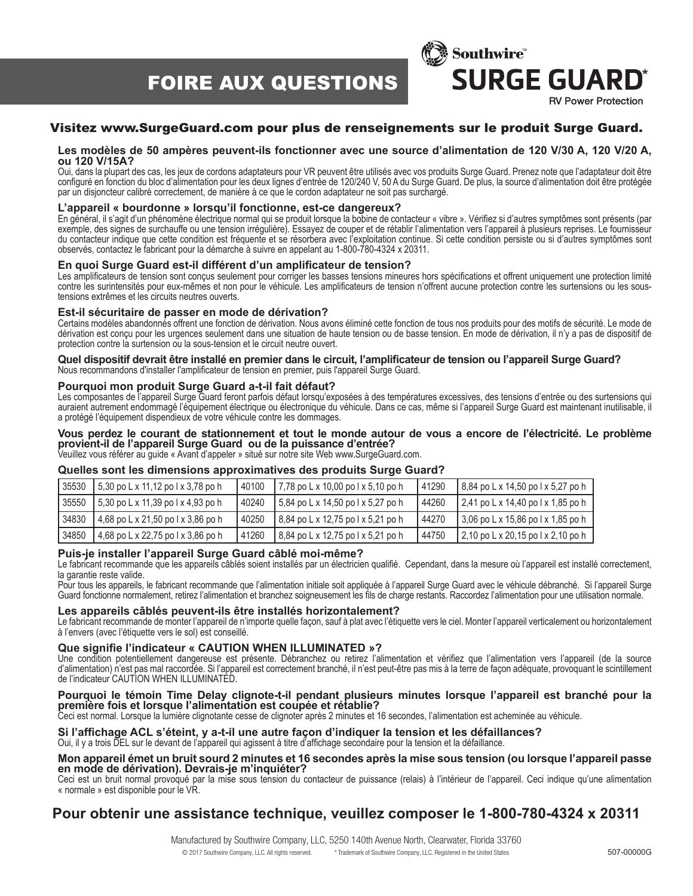# FOIRE AUX QUESTIONS

Southwire™

**SURGE GUARD***

RV Power Protection

## Visitez www.SurgeGuard.com pour plus de renseignements sur le produit Surge Guard.

### Les modèles de 50 ampères peuvent-ils fonctionner avec une source d'alimentation de 120 V/30 A, 120 V/20 A, ou 120 V/15A?

Oui, dans la plupart des cas, les jeux de cordons adaptateurs pour VR peuvent être utilisés avec vos produits Surge Guard. Prenez note que l'adaptateur doit être configuré en fonction du bloc d'alimentation pour les deux lignes d'entrée de 120/240 V, 50 A du Surge Guard. De plus, la source d'alimentation doit être protégée par un disjoncteur calibré correctement, de manière à ce que le cordon adaptateur ne soit pas surchargé.

### L'appareil « bourdonne » lorsqu'il fonctionne, est-ce dangereux?

En général, il s'agit d'un phénomène électrique normal qui se produit lorsque la bobine de contacteur « vibre ». Vérifiez si d'autres symptômes sont présents (par exemple, des signes de surchauffe ou une tension irrégulière). Essayez de couper et de rétablir l'alimentation vers l'appareil à plusieurs reprises. Le fournisseur du contacteur indique que cette condition est fréquente et se résorbera avec l'exploitation continue. Si cette condition persiste ou si d'autres symptômes sont observés, contactez le fabricant pour la démarche à suivre en appelant au 1-800-780-4324 x 20311.

### En quoi Surge Guard est-il différent d'un amplificateur de tension?

Les amplificateurs de tension sont conçus seulement pour corriger les basses tensions mineures hors spécifications et offrent uniquement une protection limité contre les surintensités pour eux-mêmes et non pour le véhicule. Les amplificateurs de tension n'offrent aucune protection contre les surtensions ou les sous-tensions extrêmes et les circuits neutres ouverts.

### Est-il sécuritaire de passer en mode de dérivation?

Certains modèles abandonnés offrent une fonction de dérivation. Nous avons éliminé cette fonction de tous nos produits pour des motifs de sécurité. Le mode de dérivation est conçu pour les urgences seulement dans une situation de haute tension ou de basse tension. En mode de dérivation, il n'y a pas de dispositif de protection contre la surtension ou la sous-tension et le circuit neutre ouvert.

### Quel dispositif devrait être installé en premier dans le circuit, l'amplificateur de tension ou l'appareil Surge Guard?

Nous recommandons d'installer l'amplificateur de tension en premier, puis l'appareil Surge Guard.

### Pourquoi mon produit Surge Guard a-t-il fait défaut?

Les composantes de l'appareil Surge Guard feront parfois défaut lorsqu'exposées à des températures excessives, des tensions d'entrée ou des surtensions qui auraient autrement endommagé l'équipement électrique ou électronique du véhicule. Dans ce cas, même si l'appareil Surge Guard est maintenant inutilisable, il a protégé l'équipement dispendieux de votre véhicule contre les dommages.

### Vous perdez le courant de stationnement et tout le monde autour de vous a encore de l'électricité. Le problème provient-il de l'appareil Surge Guard ou de la puissance d'entrée?

Veuillez vous référer au guide « Avant d'appeler » situé sur notre site Web www.SurgeGuard.com.

### Quelles sont les dimensions approximatives des produits Surge Guard?

| | | | | | |
|---|---|---|---|---|---|
| 35530 | 5,30 po L x 11,12 po l x 3,78 po h | 40100 | 7,78 po L x 10,00 po l x 5,10 po h | 41290 | 8,84 po L x 14,50 po l x 5,27 po h |
| 35550 | 5,30 po L x 11,39 po l x 4,93 po h | 40240 | 5,84 po L x 14,50 po l x 5,27 po h | 44260 | 2,41 po L x 14,40 po l x 1,85 po h |
| 34830 | 4,68 po L x 21,50 po l x 3,86 po h | 40250 | 8,84 po L x 12,75 po l x 5,21 po h | 44270 | 3,06 po L x 15,86 po l x 1,85 po h |
| 34850 | 4,68 po L x 22,75 po l x 3,86 po h | 41260 | 8,84 po L x 12,75 po l x 5,21 po h | 44750 | 2,10 po L x 20,15 po l x 2,10 po h |

### Puis-je installer l'appareil Surge Guard câblé moi-même?

Le fabricant recommande que les appareils câblés soient installés par un électricien qualifié. Cependant, dans la mesure où l'appareil est installé correctement, la garantie reste valide.

Pour tous les appareils, le fabricant recommande que l'alimentation initiale soit appliquée à l'appareil Surge Guard avec le véhicule débranché. Si l'appareil Surge Guard fonctionne normalement, retirez l'alimentation et branchez soigneusement les fils de charge restants. Raccordez l'alimentation pour une utilisation normale.

### Les appareils câblés peuvent-ils être installés horizontalement?

Le fabricant recommande de monter l'appareil de n'importe quelle façon, sauf à plat avec l'étiquette vers le ciel. Monter l'appareil verticalement ou horizontalement à l'envers (avec l'étiquette vers le sol) est conseillé.

### Que signifie l'indicateur « CAUTION WHEN ILLUMINATED »?

Une condition potentiellement dangereuse est présente. Débranchez ou retirez l'alimentation et vérifiez que l'alimentation vers l'appareil (de la source d'alimentation) n'est pas mal raccordée. Si l'appareil est correctement branché, il n'est peut-être pas mis à la terre de façon adéquate, provoquant le scintillement de l'indicateur CAUTION WHEN ILLUMINATED.

### Pourquoi le témoin Time Delay clignote-t-il pendant plusieurs minutes lorsque l'appareil est branché pour la première fois et lorsque l'alimentation est coupée et rétablie?

Ceci est normal. Lorsque la lumière clignotante cesse de clignoter après 2 minutes et 16 secondes, l'alimentation est acheminée au véhicule.

### Si l'affichage ACL s'éteint, y a-t-il une autre façon d'indiquer la tension et les défaillances?

Oui, il y a trois DEL sur le devant de l'appareil qui agissent à titre d'affichage secondaire pour la tension et la défaillance.

### Mon appareil émet un bruit sourd 2 minutes et 16 secondes après la mise sous tension (ou lorsque l'appareil passe en mode de dérivation). Devrais-je m'inquiéter?

Ceci est un bruit normal provoqué par la mise sous tension du contacteur de puissance (relais) à l'intérieur de l'appareil. Ceci indique qu'une alimentation « normale » est disponible pour le VR.

## Pour obtenir une assistance technique, veuillez composer le 1-800-780-4324 x 20311

Manufactured by Southwire Company, LLC, 5250 140th Avenue North, Clearwater, Florida 33760

© 2017 Southwire Company, LLC. All rights reserved. * Trademark of Southwire Company, LLC. Registered in the United States. 507-00000G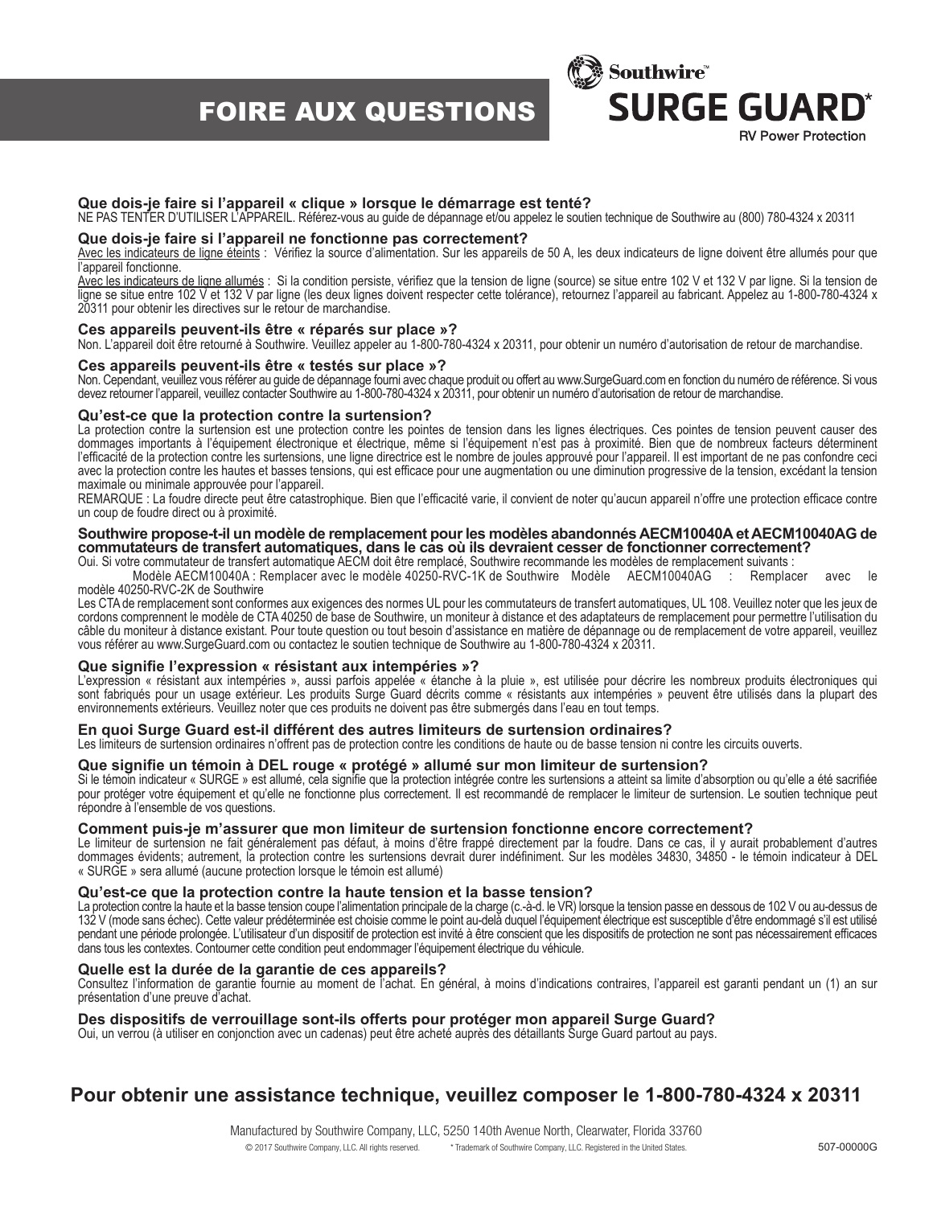# FOIRE AUX QUESTIONS

Southwire™

**SURGE GUARD***

RV Power Protection

### Que dois-je faire si l'appareil « clique » lorsque le démarrage est tenté?

NE PAS TENTER D'UTILISER L'APPAREIL. Référez-vous au guide de dépannage et/ou appelez le soutien technique de Southwire au (800) 780-4324 x 20311

### Que dois-je faire si l'appareil ne fonctionne pas correctement?

Avec les indicateurs de ligne éteints : Vérifiez la source d'alimentation. Sur les appareils de 50 A, les deux indicateurs de ligne doivent être allumés pour que l'appareil fonctionne.

Avec les indicateurs de ligne allumés : Si la condition persiste, vérifiez que la tension de ligne (source) se situe entre 102 V et 132 V par ligne. Si la tension de ligne se situe entre 102 V et 132 V par ligne (les deux lignes doivent respecter cette tolérance), retournez l'appareil au fabricant. Appelez au 1-800-780-4324 x 20311 pour obtenir les directives sur le retour de marchandise.

### Ces appareils peuvent-ils être « réparés sur place »?

Non. L'appareil doit être retourné à Southwire. Veuillez appeler au 1-800-780-4324 x 20311, pour obtenir un numéro d'autorisation de retour de marchandise.

### Ces appareils peuvent-ils être « testés sur place »?

Non. Cependant, veuillez vous référer au guide de dépannage fourni avec chaque produit ou offert au www.SurgeGuard.com en fonction du numéro de référence. Si vous devez retourner l'appareil, veuillez contacter Southwire au 1-800-780-4324 x 20311, pour obtenir un numéro d'autorisation de retour de marchandise.

### Qu'est-ce que la protection contre la surtension?

La protection contre la surtension est une protection contre les pointes de tension dans les lignes électriques. Ces pointes de tension peuvent causer des dommages importants à l'équipement électronique et électrique, même si l'équipement n'est pas à proximité. Bien que de nombreux facteurs déterminent l'efficacité de la protection contre les surtensions, une ligne directrice est le nombre de joules approuvé pour l'appareil. Il est important de ne pas confondre ceci avec la protection contre les hautes et basses tensions, qui est efficace pour une augmentation ou une diminution progressive de la tension, excédant la tension maximale ou minimale approuvée pour l'appareil.

REMARQUE : La foudre directe peut être catastrophique. Bien que l'efficacité varie, il convient de noter qu'aucun appareil n'offre une protection efficace contre un coup de foudre direct ou à proximité.

### Southwire propose-t-il un modèle de remplacement pour les modèles abandonnés AECM10040A et AECM10040AG de commutateurs de transfert automatiques, dans le cas où ils devraient cesser de fonctionner correctement?

Oui. Si votre commutateur de transfert automatique AECM doit être remplacé, Southwire recommande les modèles de remplacement suivants :

Modèle AECM10040A : Remplacer avec le modèle 40250-RVC-1K de Southwire Modèle AECM10040AG : Remplacer avec le modèle 40250-RVC-2K de Southwire

Les CTA de remplacement sont conformes aux exigences des normes UL pour les commutateurs de transfert automatiques, UL 108. Veuillez noter que les jeux de cordons comprennent le modèle de CTA 40250 de base de Southwire, un moniteur à distance et des adaptateurs de remplacement pour permettre l'utilisation du câble du moniteur à distance existant. Pour toute question ou tout besoin d'assistance en matière de dépannage ou de remplacement de votre appareil, veuillez vous référer au www.SurgeGuard.com ou contactez le soutien technique de Southwire au 1-800-780-4324 x 20311.

### Que signifie l'expression « résistant aux intempéries »?

L'expression « résistant aux intempéries », aussi parfois appelée « étanche à la pluie », est utilisée pour décrire les nombreux produits électroniques qui sont fabriqués pour un usage extérieur. Les produits Surge Guard décrits comme « résistants aux intempéries » peuvent être utilisés dans la plupart des environnements extérieurs. Veuillez noter que ces produits ne doivent pas être submergés dans l'eau en tout temps.

### En quoi Surge Guard est-il différent des autres limiteurs de surtension ordinaires?

Les limiteurs de surtension ordinaires n'offrent pas de protection contre les conditions de haute ou de basse tension ni contre les circuits ouverts.

### Que signifie un témoin à DEL rouge « protégé » allumé sur mon limiteur de surtension?

Si le témoin indicateur « SURGE » est allumé, cela signifie que la protection intégrée contre les surtensions a atteint sa limite d'absorption ou qu'elle a été sacrifiée pour protéger votre équipement et qu'elle ne fonctionne plus correctement. Il est recommandé de remplacer le limiteur de surtension. Le soutien technique peut répondre à l'ensemble de vos questions.

### Comment puis-je m'assurer que mon limiteur de surtension fonctionne encore correctement?

Le limiteur de surtension ne fait généralement pas défaut, à moins d'être frappé directement par la foudre. Dans ce cas, il y aurait probablement d'autres dommages évidents; autrement, la protection contre les surtensions devrait durer indéfiniment. Sur les modèles 34830, 34850 - le témoin indicateur à DEL « SURGE » sera allumé (aucune protection lorsque le témoin est allumé)

### Qu'est-ce que la protection contre la haute tension et la basse tension?

La protection contre la haute et la basse tension coupe l'alimentation principale de la charge (c.-à-d. le VR) lorsque la tension passe en dessous de 102 V ou au-dessus de 132 V (mode sans échec). Cette valeur prédéterminée est choisie comme le point au-delà duquel l'équipement électrique est susceptible d'être endommagé s'il est utilisé pendant une période prolongée. L'utilisateur d'un dispositif de protection est invité à être conscient que les dispositifs de protection ne sont pas nécessairement efficaces dans tous les contextes. Contourner cette condition peut endommager l'équipement électrique du véhicule.

### Quelle est la durée de la garantie de ces appareils?

Consultez l'information de garantie fournie au moment de l'achat. En général, à moins d'indications contraires, l'appareil est garanti pendant un (1) an sur présentation d'une preuve d'achat.

### Des dispositifs de verrouillage sont-ils offerts pour protéger mon appareil Surge Guard?

Oui, un verrou (à utiliser en conjonction avec un cadenas) peut être acheté auprès des détaillants Surge Guard partout au pays.

## Pour obtenir une assistance technique, veuillez composer le 1-800-780-4324 x 20311

Manufactured by Southwire Company, LLC, 5250 140th Avenue North, Clearwater, Florida 33760

© 2017 Southwire Company, LLC. All rights reserved. * Trademark of Southwire Company, LLC. Registered in the United States. 507-00000G